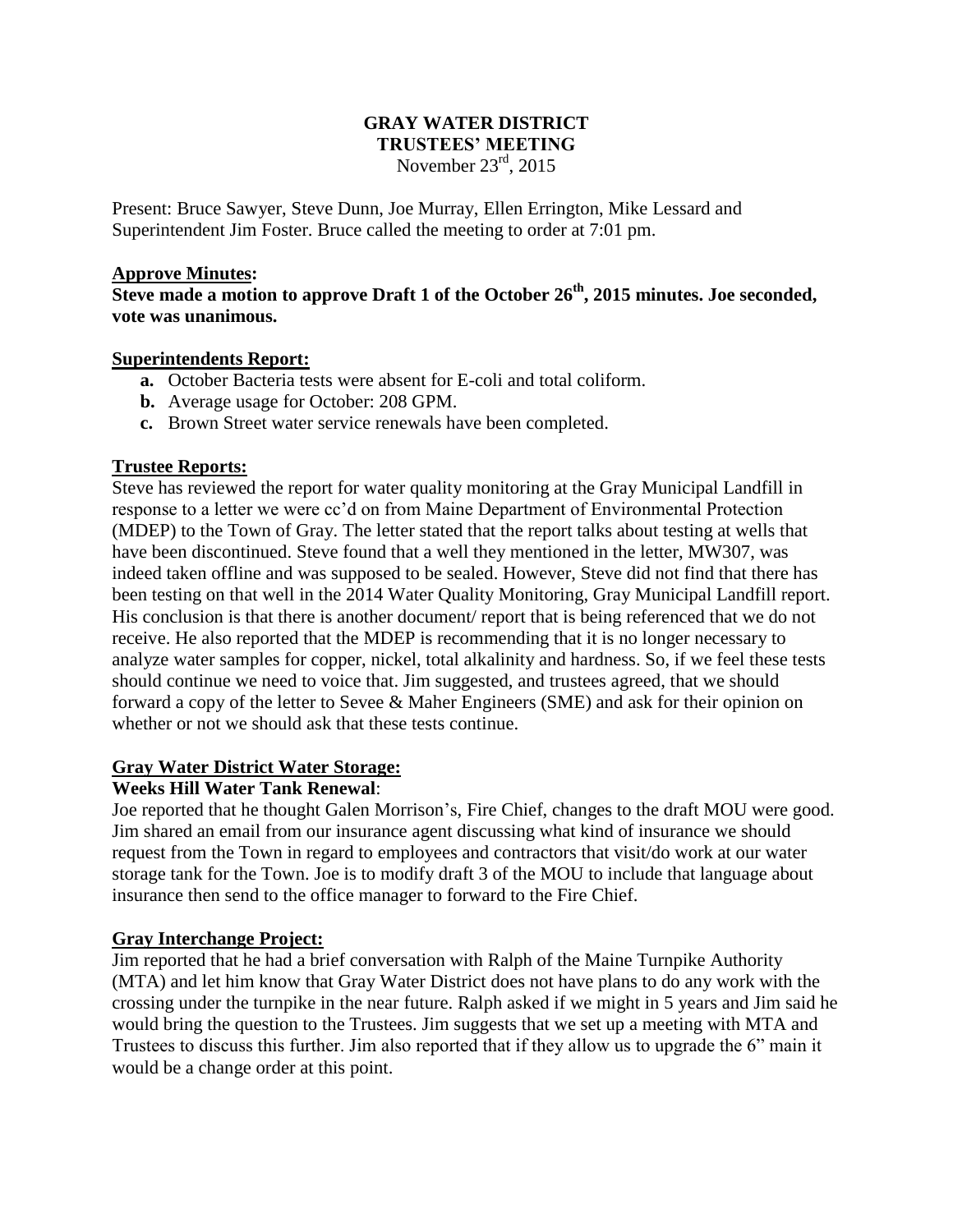# GRAY WATER DISTRICT
## TRUSTEES' MEETING
November 23rd, 2015

Present: Bruce Sawyer, Steve Dunn, Joe Murray, Ellen Errington, Mike Lessard and Superintendent Jim Foster. Bruce called the meeting to order at 7:01 pm.

**Approve Minutes:**

**Steve made a motion to approve Draft 1 of the October 26th, 2015 minutes. Joe seconded, vote was unanimous.**

**Superintendents Report:**

- **a.** October Bacteria tests were absent for E-coli and total coliform.
- **b.** Average usage for October: 208 GPM.
- **c.** Brown Street water service renewals have been completed.

**Trustee Reports:**

Steve has reviewed the report for water quality monitoring at the Gray Municipal Landfill in response to a letter we were cc'd on from Maine Department of Environmental Protection (MDEP) to the Town of Gray. The letter stated that the report talks about testing at wells that have been discontinued. Steve found that a well they mentioned in the letter, MW307, was indeed taken offline and was supposed to be sealed. However, Steve did not find that there has been testing on that well in the 2014 Water Quality Monitoring, Gray Municipal Landfill report. His conclusion is that there is another document/ report that is being referenced that we do not receive. He also reported that the MDEP is recommending that it is no longer necessary to analyze water samples for copper, nickel, total alkalinity and hardness. So, if we feel these tests should continue we need to voice that. Jim suggested, and trustees agreed, that we should forward a copy of the letter to Sevee & Maher Engineers (SME) and ask for their opinion on whether or not we should ask that these tests continue.

**Gray Water District Water Storage:**

**Weeks Hill Water Tank Renewal**:

Joe reported that he thought Galen Morrison's, Fire Chief, changes to the draft MOU were good. Jim shared an email from our insurance agent discussing what kind of insurance we should request from the Town in regard to employees and contractors that visit/do work at our water storage tank for the Town. Joe is to modify draft 3 of the MOU to include that language about insurance then send to the office manager to forward to the Fire Chief.

**Gray Interchange Project:**

Jim reported that he had a brief conversation with Ralph of the Maine Turnpike Authority (MTA) and let him know that Gray Water District does not have plans to do any work with the crossing under the turnpike in the near future. Ralph asked if we might in 5 years and Jim said he would bring the question to the Trustees. Jim suggests that we set up a meeting with MTA and Trustees to discuss this further. Jim also reported that if they allow us to upgrade the 6" main it would be a change order at this point.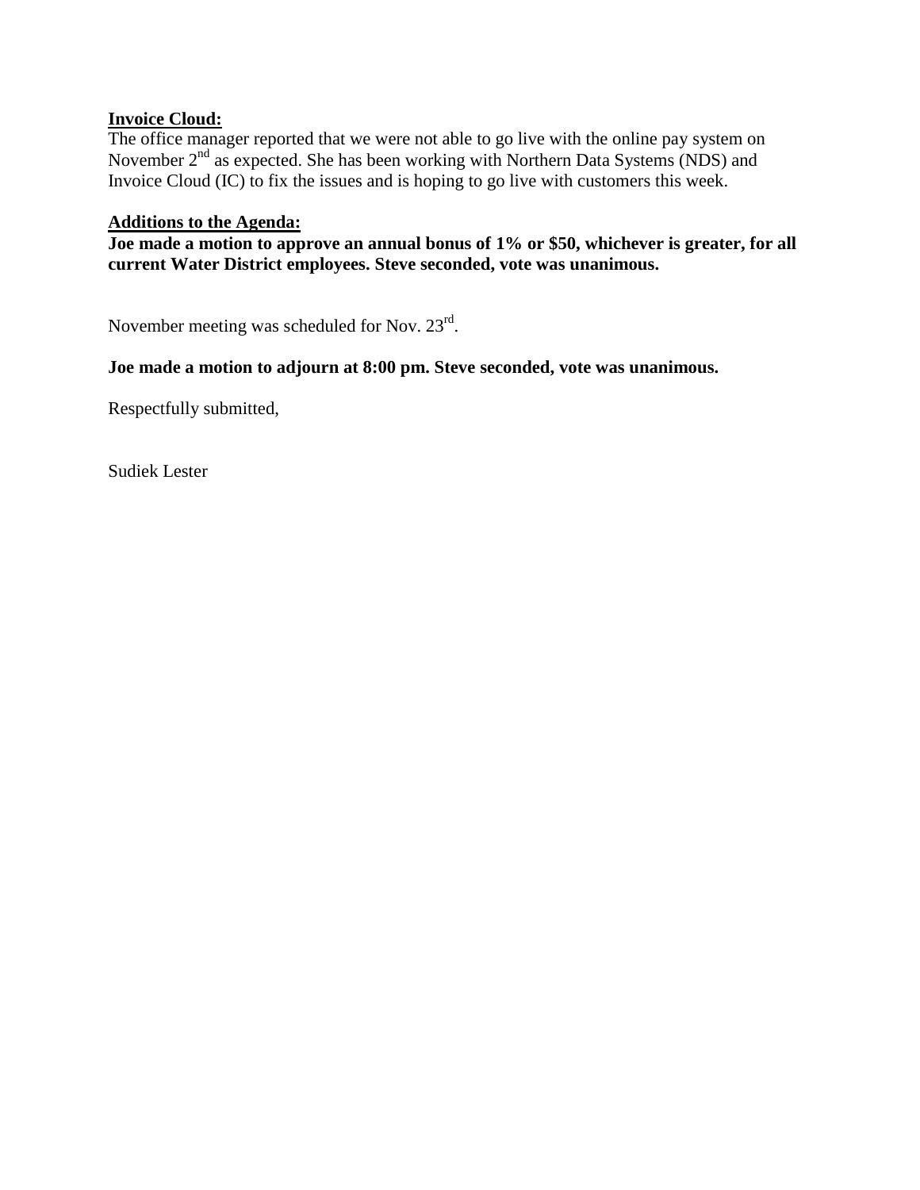**Invoice Cloud:**

The office manager reported that we were not able to go live with the online pay system on November 2nd as expected. She has been working with Northern Data Systems (NDS) and Invoice Cloud (IC) to fix the issues and is hoping to go live with customers this week.

**Additions to the Agenda:**

**Joe made a motion to approve an annual bonus of 1% or $50, whichever is greater, for all current Water District employees. Steve seconded, vote was unanimous.**

November meeting was scheduled for Nov. 23rd.

**Joe made a motion to adjourn at 8:00 pm. Steve seconded, vote was unanimous.**

Respectfully submitted,

Sudiek Lester